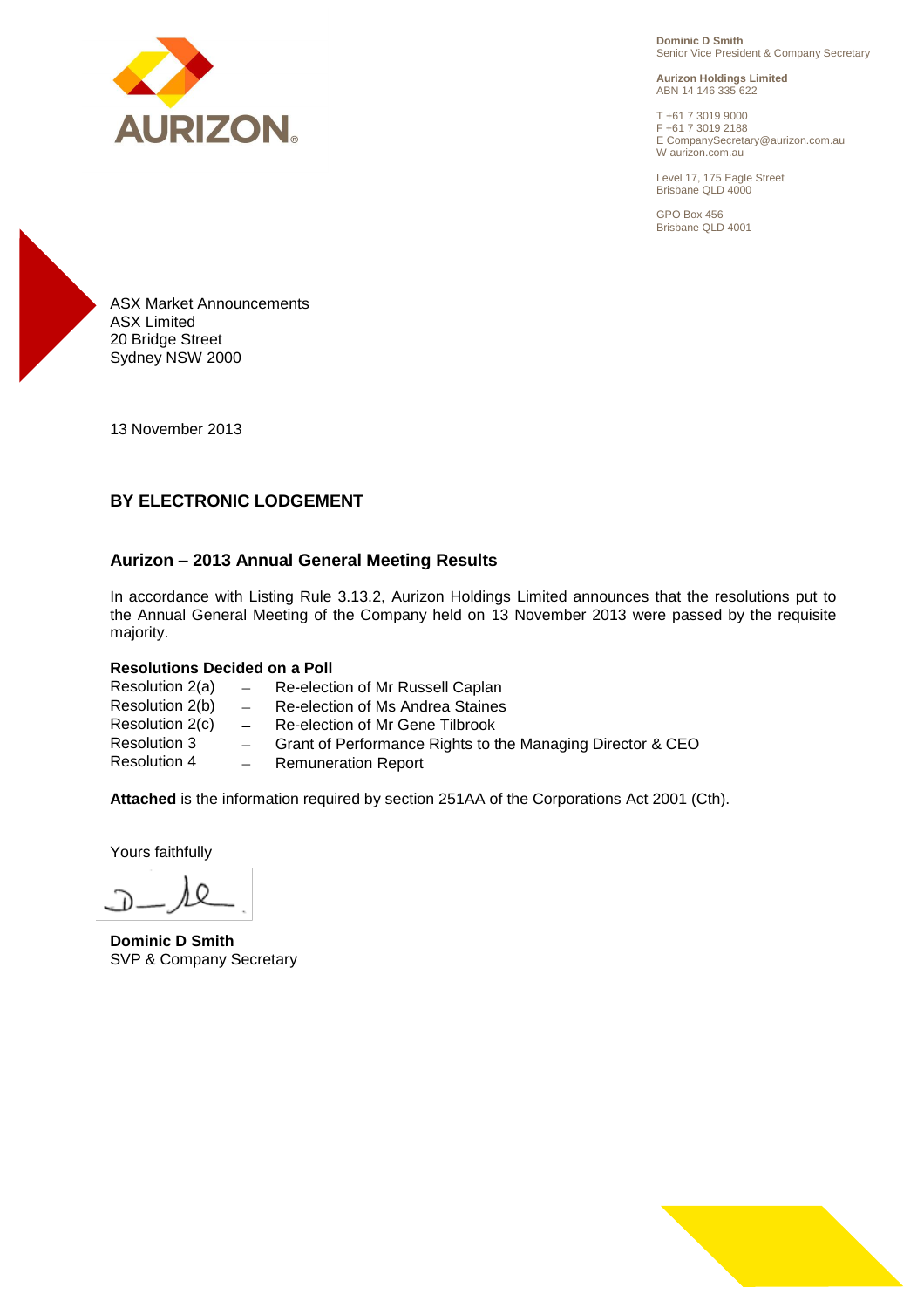**Dominic D Smith**
Senior Vice President & Company Secretary

**Aurizon Holdings Limited**
ABN 14 146 335 622

T +61 7 3019 9000
F +61 7 3019 2188
E CompanySecretary@aurizon.com.au
W aurizon.com.au

Level 17, 175 Eagle Street
Brisbane QLD 4000

GPO Box 456
Brisbane QLD 4001

ASX Market Announcements
ASX Limited
20 Bridge Street
Sydney NSW 2000

13 November 2013

**BY ELECTRONIC LODGEMENT**

**Aurizon – 2013 Annual General Meeting Results**

In accordance with Listing Rule 3.13.2, Aurizon Holdings Limited announces that the resolutions put to the Annual General Meeting of the Company held on 13 November 2013 were passed by the requisite majority.

**Resolutions Decided on a Poll**

- Resolution 2(a) – Re-election of Mr Russell Caplan
- Resolution 2(b) – Re-election of Ms Andrea Staines
- Resolution 2(c) – Re-election of Mr Gene Tilbrook
- Resolution 3 – Grant of Performance Rights to the Managing Director & CEO
- Resolution 4 – Remuneration Report

**Attached** is the information required by section 251AA of the Corporations Act 2001 (Cth).

Yours faithfully

**Dominic D Smith**
SVP & Company Secretary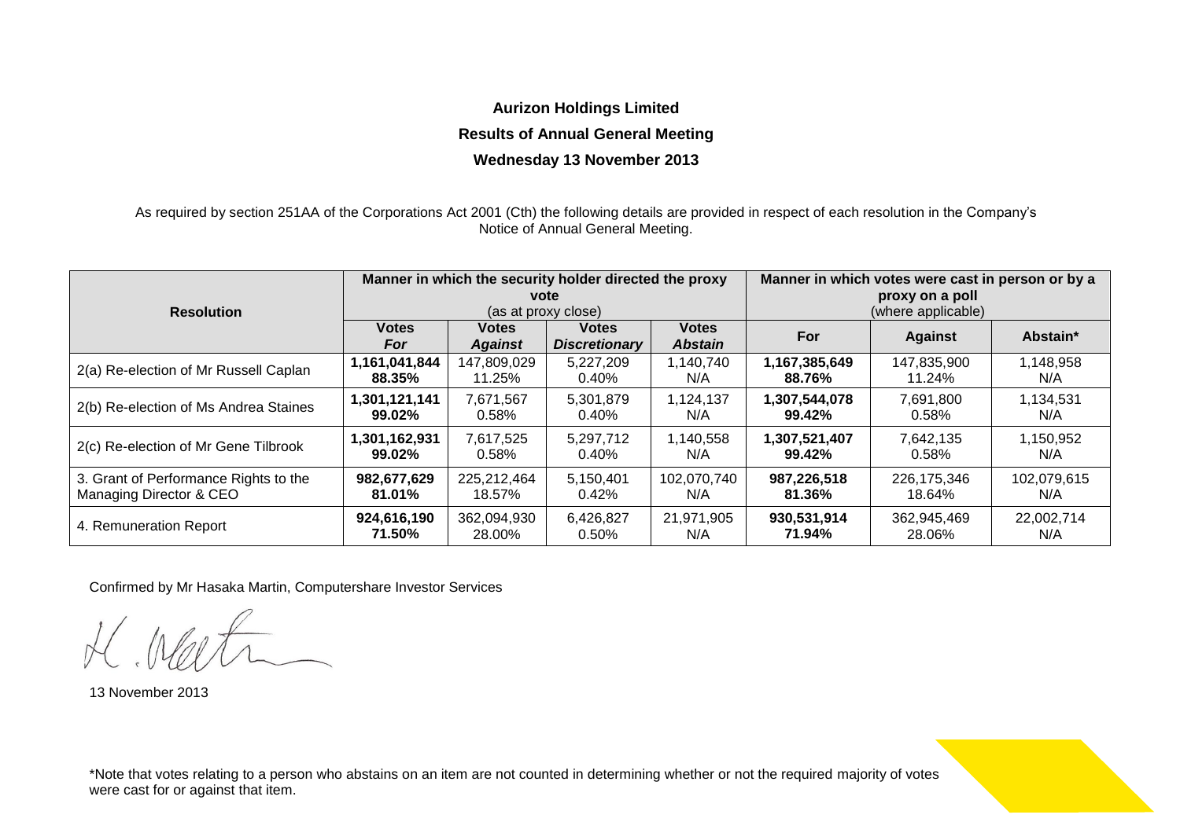**Aurizon Holdings Limited**

**Results of Annual General Meeting**

**Wednesday 13 November 2013**

As required by section 251AA of the Corporations Act 2001 (Cth) the following details are provided in respect of each resolution in the Company's Notice of Annual General Meeting.

| Resolution | Manner in which the security holder directed the proxy vote (as at proxy close) | | | | Manner in which votes were cast in person or by a proxy on a poll (where applicable) | | |
|---|---|---|---|---|---|---|---|
| | ***Votes For*** | ***Votes Against*** | ***Votes Discretionary*** | ***Votes Abstain*** | **For** | **Against** | **Abstain*** |
| 2(a) Re-election of Mr Russell Caplan | **1,161,041,844** **88.35%** | 147,809,029 11.25% | 5,227,209 0.40% | 1,140,740 N/A | **1,167,385,649** **88.76%** | 147,835,900 11.24% | 1,148,958 N/A |
| 2(b) Re-election of Ms Andrea Staines | **1,301,121,141** **99.02%** | 7,671,567 0.58% | 5,301,879 0.40% | 1,124,137 N/A | **1,307,544,078** **99.42%** | 7,691,800 0.58% | 1,134,531 N/A |
| 2(c) Re-election of Mr Gene Tilbrook | **1,301,162,931** **99.02%** | 7,617,525 0.58% | 5,297,712 0.40% | 1,140,558 N/A | **1,307,521,407** **99.42%** | 7,642,135 0.58% | 1,150,952 N/A |
| 3. Grant of Performance Rights to the Managing Director & CEO | **982,677,629** **81.01%** | 225,212,464 18.57% | 5,150,401 0.42% | 102,070,740 N/A | **987,226,518** **81.36%** | 226,175,346 18.64% | 102,079,615 N/A |
| 4. Remuneration Report | **924,616,190** **71.50%** | 362,094,930 28.00% | 6,426,827 0.50% | 21,971,905 N/A | **930,531,914** **71.94%** | 362,945,469 28.06% | 22,002,714 N/A |

Confirmed by Mr Hasaka Martin, Computershare Investor Services

13 November 2013

*Note that votes relating to a person who abstains on an item are not counted in determining whether or not the required majority of votes were cast for or against that item.